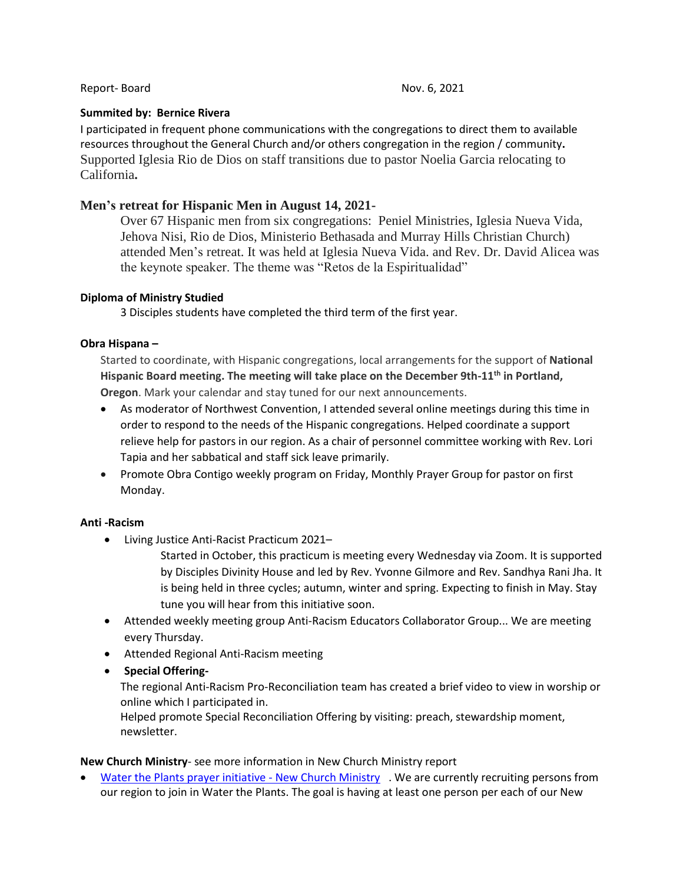Report- Board Nov. 6, 2021

**Summited by: Bernice Rivera**

I participated in frequent phone communications with the congregations to direct them to available resources throughout the General Church and/or others congregation in the region / community**.** Supported Iglesia Rio de Dios on staff transitions due to pastor Noelia Garcia relocating to California**.**

## Men's retreat for Hispanic Men in August 14, 2021-

Over 67 Hispanic men from six congregations: Peniel Ministries, Iglesia Nueva Vida, Jehova Nisi, Rio de Dios, Ministerio Bethasada and Murray Hills Christian Church) attended Men's retreat. It was held at Iglesia Nueva Vida. and Rev. Dr. David Alicea was the keynote speaker. The theme was "Retos de la Espiritualidad"

**Diploma of Ministry Studied**

3 Disciples students have completed the third term of the first year.

**Obra Hispana –**

Started to coordinate, with Hispanic congregations, local arrangements for the support of **National Hispanic Board meeting. The meeting will take place on the December 9th-11th in Portland, Oregon**. Mark your calendar and stay tuned for our next announcements.

- As moderator of Northwest Convention, I attended several online meetings during this time in order to respond to the needs of the Hispanic congregations. Helped coordinate a support relieve help for pastors in our region. As a chair of personnel committee working with Rev. Lori Tapia and her sabbatical and staff sick leave primarily.
- Promote Obra Contigo weekly program on Friday, Monthly Prayer Group for pastor on first Monday.

**Anti -Racism**

- Living Justice Anti-Racist Practicum 2021–
  
  Started in October, this practicum is meeting every Wednesday via Zoom. It is supported by Disciples Divinity House and led by Rev. Yvonne Gilmore and Rev. Sandhya Rani Jha. It is being held in three cycles; autumn, winter and spring. Expecting to finish in May. Stay tune you will hear from this initiative soon.
- Attended weekly meeting group Anti-Racism Educators Collaborator Group... We are meeting every Thursday.
- Attended Regional Anti-Racism meeting
- **Special Offering-**
  
  The regional Anti-Racism Pro-Reconciliation team has created a brief video to view in worship or online which I participated in.
  
  Helped promote Special Reconciliation Offering by visiting: preach, stewardship moment, newsletter.

**New Church Ministry**- see more information in New Church Ministry report

- Water the Plants prayer initiative - New Church Ministry . We are currently recruiting persons from our region to join in Water the Plants. The goal is having at least one person per each of our New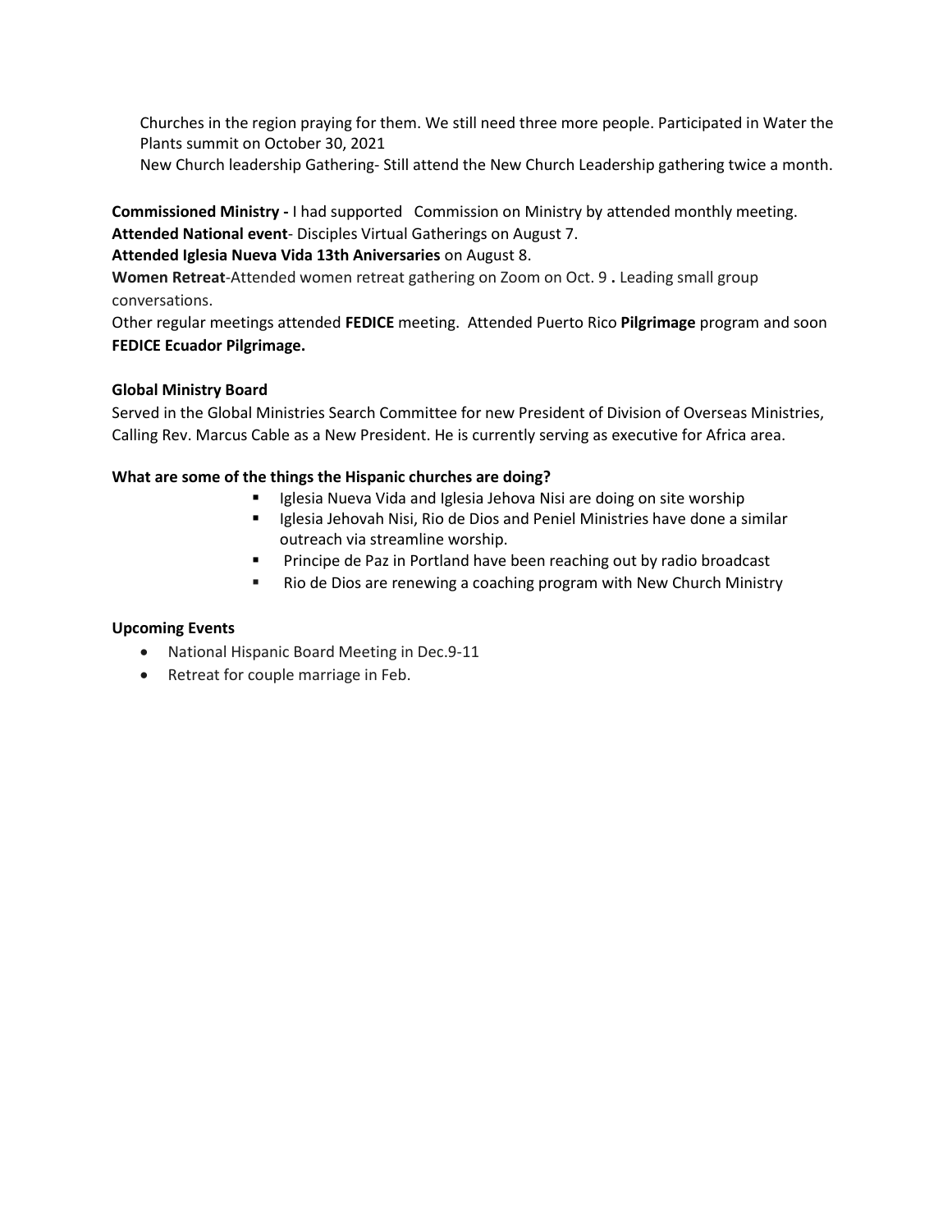Churches in the region praying for them. We still need three more people. Participated in Water the Plants summit on October 30, 2021

New Church leadership Gathering- Still attend the New Church Leadership gathering twice a month.

**Commissioned Ministry -** I had supported Commission on Ministry by attended monthly meeting.
**Attended National event**- Disciples Virtual Gatherings on August 7.
**Attended Iglesia Nueva Vida 13th Aniversaries** on August 8.
**Women Retreat**-Attended women retreat gathering on Zoom on Oct. 9 **.** Leading small group conversations.
Other regular meetings attended **FEDICE** meeting. Attended Puerto Rico **Pilgrimage** program and soon **FEDICE Ecuador Pilgrimage.**

**Global Ministry Board**

Served in the Global Ministries Search Committee for new President of Division of Overseas Ministries, Calling Rev. Marcus Cable as a New President. He is currently serving as executive for Africa area.

**What are some of the things the Hispanic churches are doing?**

- Iglesia Nueva Vida and Iglesia Jehova Nisi are doing on site worship
- Iglesia Jehovah Nisi, Rio de Dios and Peniel Ministries have done a similar outreach via streamline worship.
- Principe de Paz in Portland have been reaching out by radio broadcast
- Rio de Dios are renewing a coaching program with New Church Ministry

**Upcoming Events**

- National Hispanic Board Meeting in Dec.9-11
- Retreat for couple marriage in Feb.